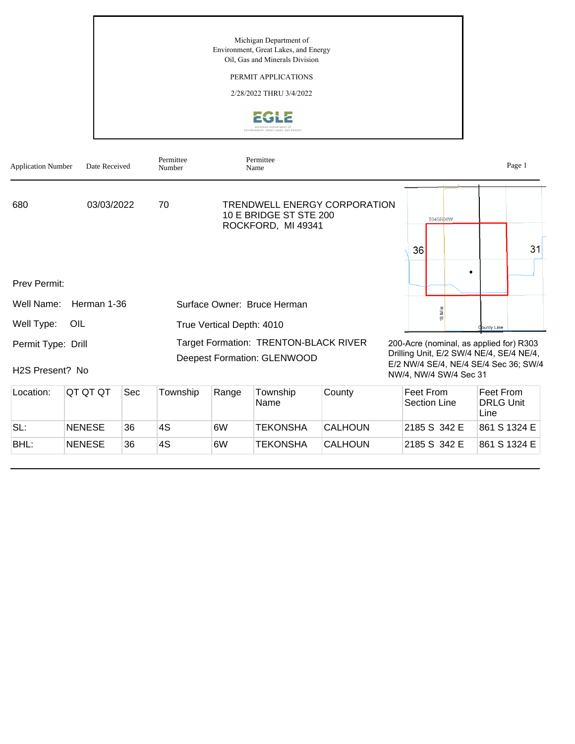Michigan Department of
Environment, Great Lakes, and Energy
Oil, Gas and Minerals Division

PERMIT APPLICATIONS

2/28/2022 THRU 3/4/2022

EGLE

| Application Number | Date Received | Permittee Number | Permittee Name |
|---|---|---|---|
| 680 | 03/03/2022 | 70 | TRENDWELL ENERGY CORPORATION<br>10 E BRIDGE ST STE 200<br>ROCKFORD, MI 49341 |

Prev Permit:

Well Name: Herman 1-36

Surface Owner: Bruce Herman

Well Type: OIL

True Vertical Depth: 4010

Permit Type: Drill

Target Formation: TRENTON-BLACK RIVER

Deepest Formation: GLENWOOD

H2S Present? No

200-Acre (nominal, as applied for) R303 Drilling Unit, E/2 SW/4 NE/4, SE/4 NE/4, E/2 NW/4 SE/4, NE/4 SE/4 Sec 36; SW/4 NW/4, NW/4 SW/4 Sec 31

| Location: | QT QT QT | Sec | Township | Range | Township Name | County | Feet From Section Line | Feet From DRLG Unit Line |
|---|---|---|---|---|---|---|---|---|
| SL: | NENESE | 36 | 4S | 6W | TEKONSHA | CALHOUN | 2185 S 342 E | 861 S 1324 E |
| BHL: | NENESE | 36 | 4S | 6W | TEKONSHA | CALHOUN | 2185 S 342 E | 861 S 1324 E |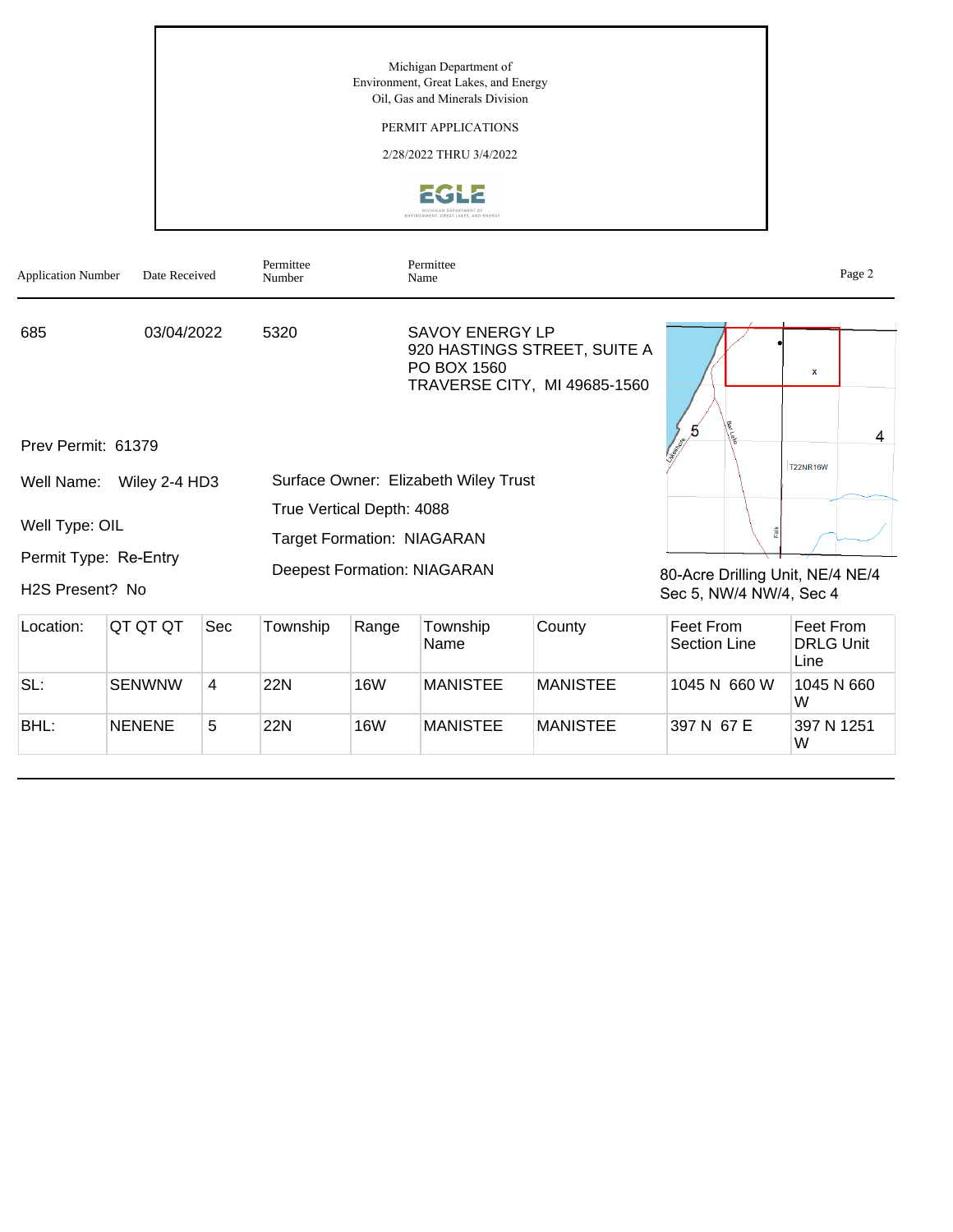Michigan Department of
Environment, Great Lakes, and Energy
Oil, Gas and Minerals Division

PERMIT APPLICATIONS

2/28/2022 THRU 3/4/2022

| Application Number | Date Received | Permittee Number | Permittee Name |
|---|---|---|---|
| 685 | 03/04/2022 | 5320 | SAVOY ENERGY LP<br>920 HASTINGS STREET, SUITE A<br>PO BOX 1560<br>TRAVERSE CITY, MI 49685-1560 |

Prev Permit: 61379

Well Name: Wiley 2-4 HD3

Well Type: OIL

Permit Type: Re-Entry

H2S Present? No

Surface Owner: Elizabeth Wiley Trust

True Vertical Depth: 4088

Target Formation: NIAGARAN

Deepest Formation: NIAGARAN

80-Acre Drilling Unit, NE/4 NE/4 Sec 5, NW/4 NW/4, Sec 4

| Location: | QT QT QT | Sec | Township | Range | Township Name | County | Feet From Section Line | Feet From DRLG Unit Line |
|---|---|---|---|---|---|---|---|---|
| SL: | SENWNW | 4 | 22N | 16W | MANISTEE | MANISTEE | 1045 N 660 W | 1045 N 660 W |
| BHL: | NENENE | 5 | 22N | 16W | MANISTEE | MANISTEE | 397 N 67 E | 397 N 1251 W |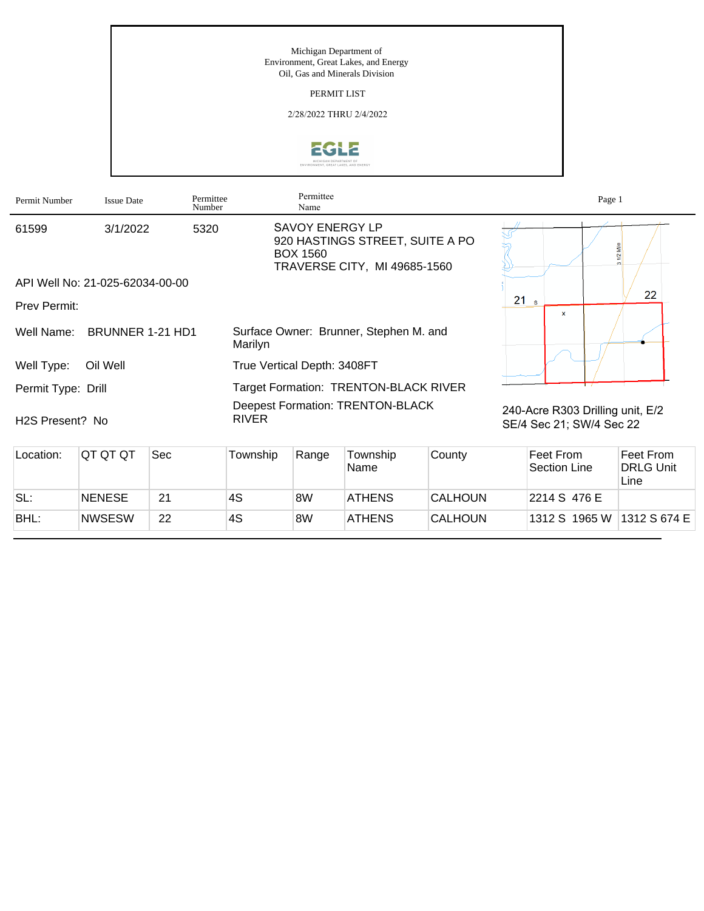Michigan Department of
Environment, Great Lakes, and Energy
Oil, Gas and Minerals Division

PERMIT LIST

2/28/2022 THRU 2/4/2022

| Permit Number | Issue Date | Permittee Number | Permittee Name |
|---|---|---|---|
| 61599 | 3/1/2022 | 5320 | SAVOY ENERGY LP<br>920 HASTINGS STREET, SUITE A PO BOX 1560<br>TRAVERSE CITY, MI 49685-1560 |

API Well No: 21-025-62034-00-00

Prev Permit:

Well Name: BRUNNER 1-21 HD1

Surface Owner: Brunner, Stephen M. and Marilyn

Well Type: Oil Well

True Vertical Depth: 3408FT

Permit Type: Drill

Target Formation: TRENTON-BLACK RIVER

Deepest Formation: TRENTON-BLACK RIVER

H2S Present? No

240-Acre R303 Drilling unit, E/2 SE/4 Sec 21; SW/4 Sec 22

| Location: | QT QT QT | Sec | Township | Range | Township Name | County | Feet From Section Line | Feet From DRLG Unit Line |
|---|---|---|---|---|---|---|---|---|
| SL: | NENESE | 21 | 4S | 8W | ATHENS | CALHOUN | 2214 S 476 E | |
| BHL: | NWSESW | 22 | 4S | 8W | ATHENS | CALHOUN | 1312 S 1965 W | 1312 S 674 E |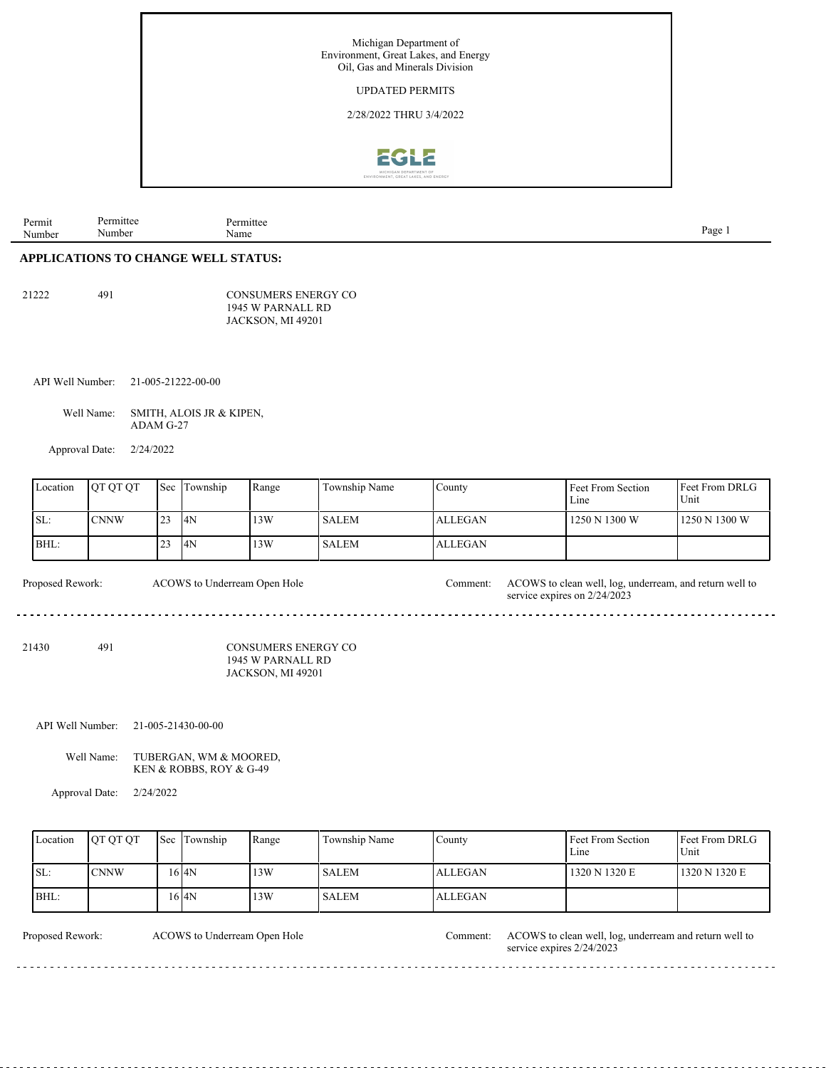Michigan Department of
Environment, Great Lakes, and Energy
Oil, Gas and Minerals Division

UPDATED PERMITS

2/28/2022 THRU 3/4/2022

| Permit Number | Permittee Number | Permittee Name |
|---|---|---|

## APPLICATIONS TO CHANGE WELL STATUS:

21222 491 CONSUMERS ENERGY CO
1945 W PARNALL RD
JACKSON, MI 49201

API Well Number: 21-005-21222-00-00

Well Name: SMITH, ALOIS JR & KIPEN, ADAM G-27

Approval Date: 2/24/2022

| Location | QT QT QT | Sec | Township | Range | Township Name | County | Feet From Section Line | Feet From DRLG Unit |
|---|---|---|---|---|---|---|---|---|
| SL: | CNNW | 23 | 4N | 13W | SALEM | ALLEGAN | 1250 N 1300 W | 1250 N 1300 W |
| BHL: | | 23 | 4N | 13W | SALEM | ALLEGAN | | |

Proposed Rework: ACOWS to Underream Open Hole

Comment: ACOWS to clean well, log, underream, and return well to service expires on 2/24/2023

---

21430 491 CONSUMERS ENERGY CO
1945 W PARNALL RD
JACKSON, MI 49201

API Well Number: 21-005-21430-00-00

Well Name: TUBERGAN, WM & MOORED, KEN & ROBBS, ROY & G-49

Approval Date: 2/24/2022

| Location | QT QT QT | Sec | Township | Range | Township Name | County | Feet From Section Line | Feet From DRLG Unit |
|---|---|---|---|---|---|---|---|---|
| SL: | CNNW | 16 | 4N | 13W | SALEM | ALLEGAN | 1320 N 1320 E | 1320 N 1320 E |
| BHL: | | 16 | 4N | 13W | SALEM | ALLEGAN | | |

Proposed Rework: ACOWS to Underream Open Hole

Comment: ACOWS to clean well, log, underream and return well to service expires 2/24/2023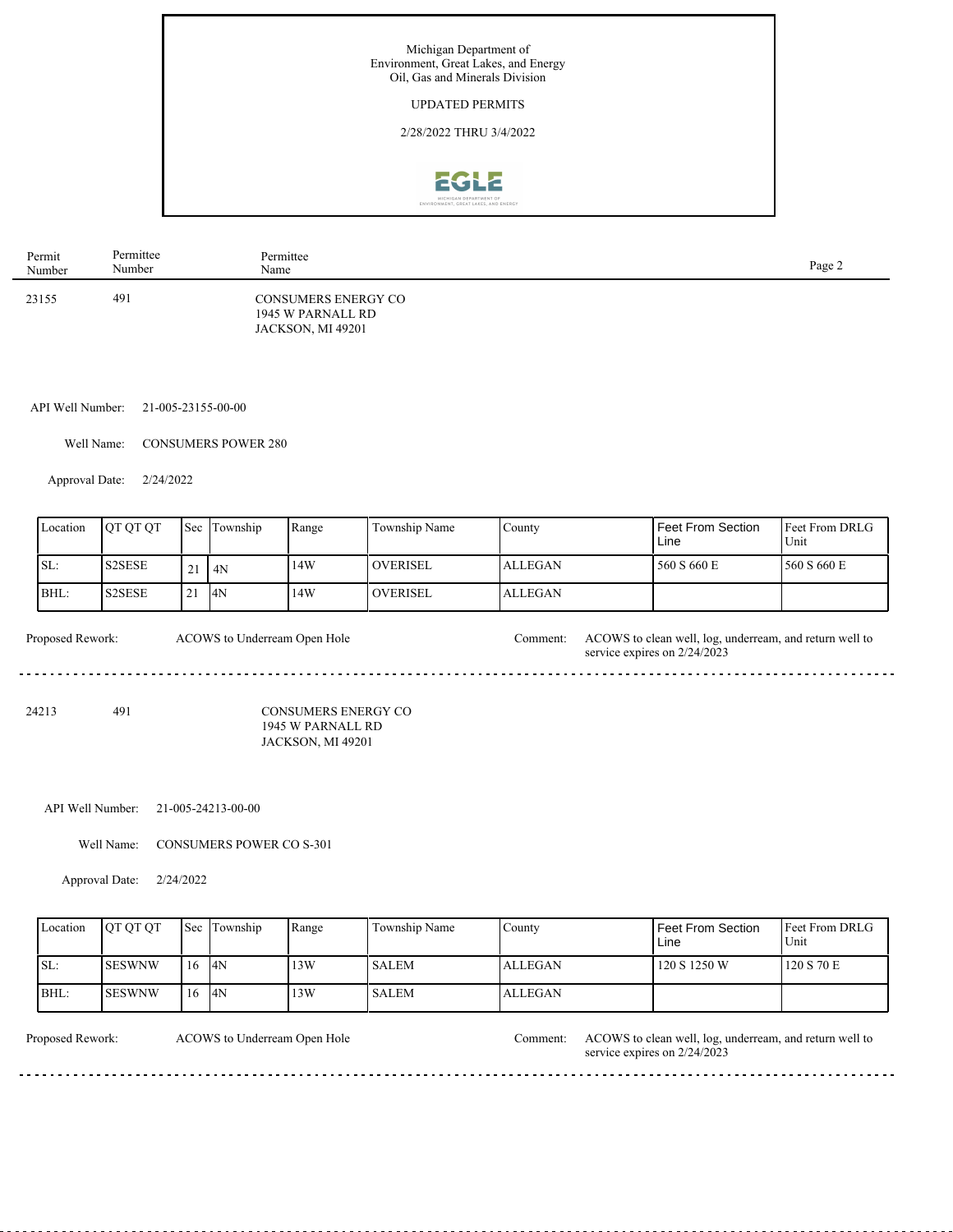Michigan Department of
Environment, Great Lakes, and Energy
Oil, Gas and Minerals Division

UPDATED PERMITS

2/28/2022 THRU 3/4/2022

| Permit Number | Permittee Number | Permittee Name |
|---|---|---|
| 23155 | 491 | CONSUMERS ENERGY CO<br>1945 W PARNALL RD<br>JACKSON, MI 49201 |

API Well Number: 21-005-23155-00-00

Well Name: CONSUMERS POWER 280

Approval Date: 2/24/2022

| Location | QT QT QT | Sec | Township | Range | Township Name | County | Feet From Section Line | Feet From DRLG Unit |
|---|---|---|---|---|---|---|---|---|
| SL: | S2SESE | 21 | 4N | 14W | OVERISEL | ALLEGAN | 560 S 660 E | 560 S 660 E |
| BHL: | S2SESE | 21 | 4N | 14W | OVERISEL | ALLEGAN | | |

Proposed Rework: ACOWS to Underream Open Hole

Comment: ACOWS to clean well, log, underream, and return well to service expires on 2/24/2023

---

| Permit Number | Permittee Number | Permittee Name |
|---|---|---|
| 24213 | 491 | CONSUMERS ENERGY CO<br>1945 W PARNALL RD<br>JACKSON, MI 49201 |

API Well Number: 21-005-24213-00-00

Well Name: CONSUMERS POWER CO S-301

Approval Date: 2/24/2022

| Location | QT QT QT | Sec | Township | Range | Township Name | County | Feet From Section Line | Feet From DRLG Unit |
|---|---|---|---|---|---|---|---|---|
| SL: | SESWNW | 16 | 4N | 13W | SALEM | ALLEGAN | 120 S 1250 W | 120 S 70 E |
| BHL: | SESWNW | 16 | 4N | 13W | SALEM | ALLEGAN | | |

Proposed Rework: ACOWS to Underream Open Hole

Comment: ACOWS to clean well, log, underream, and return well to service expires on 2/24/2023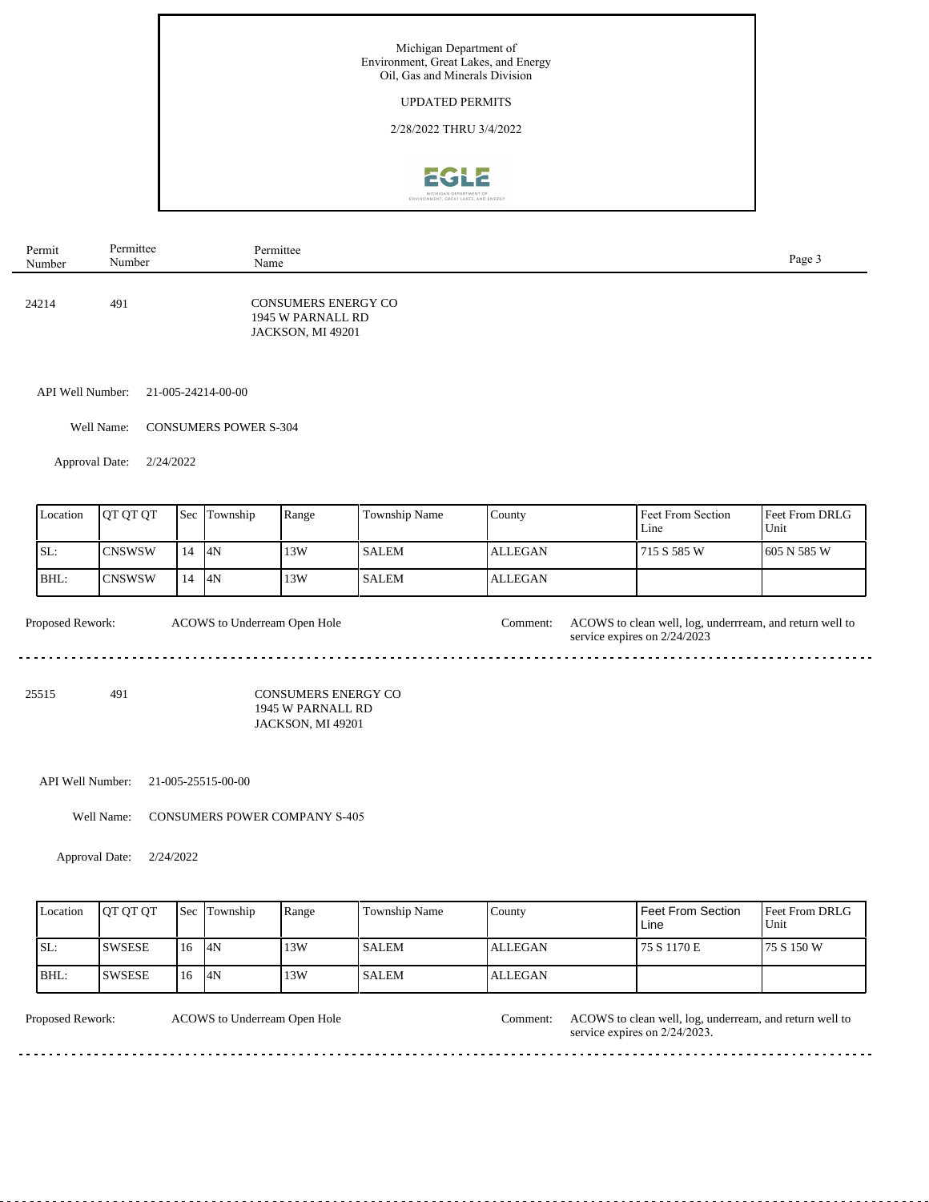Michigan Department of
Environment, Great Lakes, and Energy
Oil, Gas and Minerals Division

UPDATED PERMITS

2/28/2022 THRU 3/4/2022

| Permit Number | Permittee Number | Permittee Name |
|---|---|---|
| 24214 | 491 | CONSUMERS ENERGY CO<br>1945 W PARNALL RD<br>JACKSON, MI 49201 |

API Well Number: 21-005-24214-00-00

Well Name: CONSUMERS POWER S-304

Approval Date: 2/24/2022

| Location | QT QT QT | Sec | Township | Range | Township Name | County | Feet From Section Line | Feet From DRLG Unit |
|---|---|---|---|---|---|---|---|---|
| SL: | CNSWSW | 14 | 4N | 13W | SALEM | ALLEGAN | 715 S 585 W | 605 N 585 W |
| BHL: | CNSWSW | 14 | 4N | 13W | SALEM | ALLEGAN | | |

Proposed Rework: ACOWS to Underream Open Hole

Comment: ACOWS to clean well, log, underrream, and return well to service expires on 2/24/2023

---

| Permit Number | Permittee Number | Permittee Name |
|---|---|---|
| 25515 | 491 | CONSUMERS ENERGY CO<br>1945 W PARNALL RD<br>JACKSON, MI 49201 |

API Well Number: 21-005-25515-00-00

Well Name: CONSUMERS POWER COMPANY S-405

Approval Date: 2/24/2022

| Location | QT QT QT | Sec | Township | Range | Township Name | County | Feet From Section Line | Feet From DRLG Unit |
|---|---|---|---|---|---|---|---|---|
| SL: | SWSESE | 16 | 4N | 13W | SALEM | ALLEGAN | 75 S 1170 E | 75 S 150 W |
| BHL: | SWSESE | 16 | 4N | 13W | SALEM | ALLEGAN | | |

Proposed Rework: ACOWS to Underream Open Hole

Comment: ACOWS to clean well, log, underream, and return well to service expires on 2/24/2023.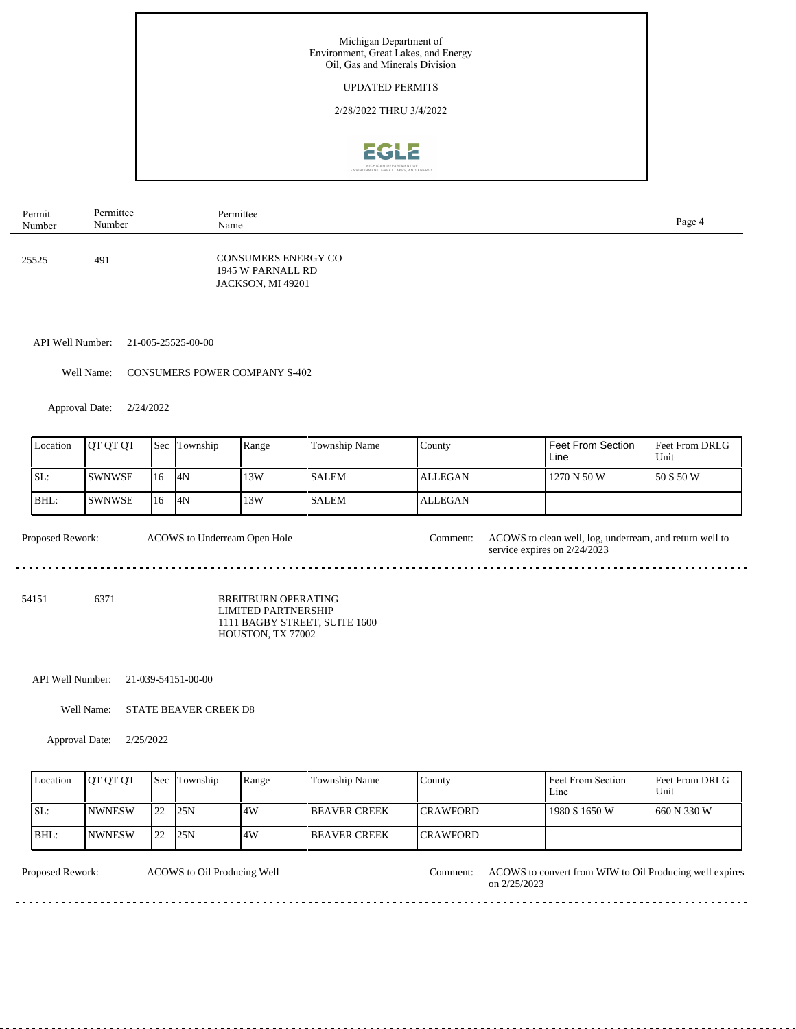Michigan Department of
Environment, Great Lakes, and Energy
Oil, Gas and Minerals Division

UPDATED PERMITS

2/28/2022 THRU 3/4/2022

| Permit Number | Permittee Number | Permittee Name |
|---|---|---|
| 25525 | 491 | CONSUMERS ENERGY CO<br>1945 W PARNALL RD<br>JACKSON, MI 49201 |

API Well Number: 21-005-25525-00-00

Well Name: CONSUMERS POWER COMPANY S-402

Approval Date: 2/24/2022

| Location | QT QT QT | Sec | Township | Range | Township Name | County | Feet From Section Line | Feet From DRLG Unit |
|---|---|---|---|---|---|---|---|---|
| SL: | SWNWSE | 16 | 4N | 13W | SALEM | ALLEGAN | 1270 N 50 W | 50 S 50 W |
| BHL: | SWNWSE | 16 | 4N | 13W | SALEM | ALLEGAN | | |

Proposed Rework: ACOWS to Underream Open Hole

Comment: ACOWS to clean well, log, underream, and return well to service expires on 2/24/2023

---

| Permit Number | Permittee Number | Permittee Name |
|---|---|---|
| 54151 | 6371 | BREITBURN OPERATING LIMITED PARTNERSHIP<br>1111 BAGBY STREET, SUITE 1600<br>HOUSTON, TX 77002 |

API Well Number: 21-039-54151-00-00

Well Name: STATE BEAVER CREEK D8

Approval Date: 2/25/2022

| Location | QT QT QT | Sec | Township | Range | Township Name | County | Feet From Section Line | Feet From DRLG Unit |
|---|---|---|---|---|---|---|---|---|
| SL: | NWNESW | 22 | 25N | 4W | BEAVER CREEK | CRAWFORD | 1980 S 1650 W | 660 N 330 W |
| BHL: | NWNESW | 22 | 25N | 4W | BEAVER CREEK | CRAWFORD | | |

Proposed Rework: ACOWS to Oil Producing Well

Comment: ACOWS to convert from WIW to Oil Producing well expires on 2/25/2023